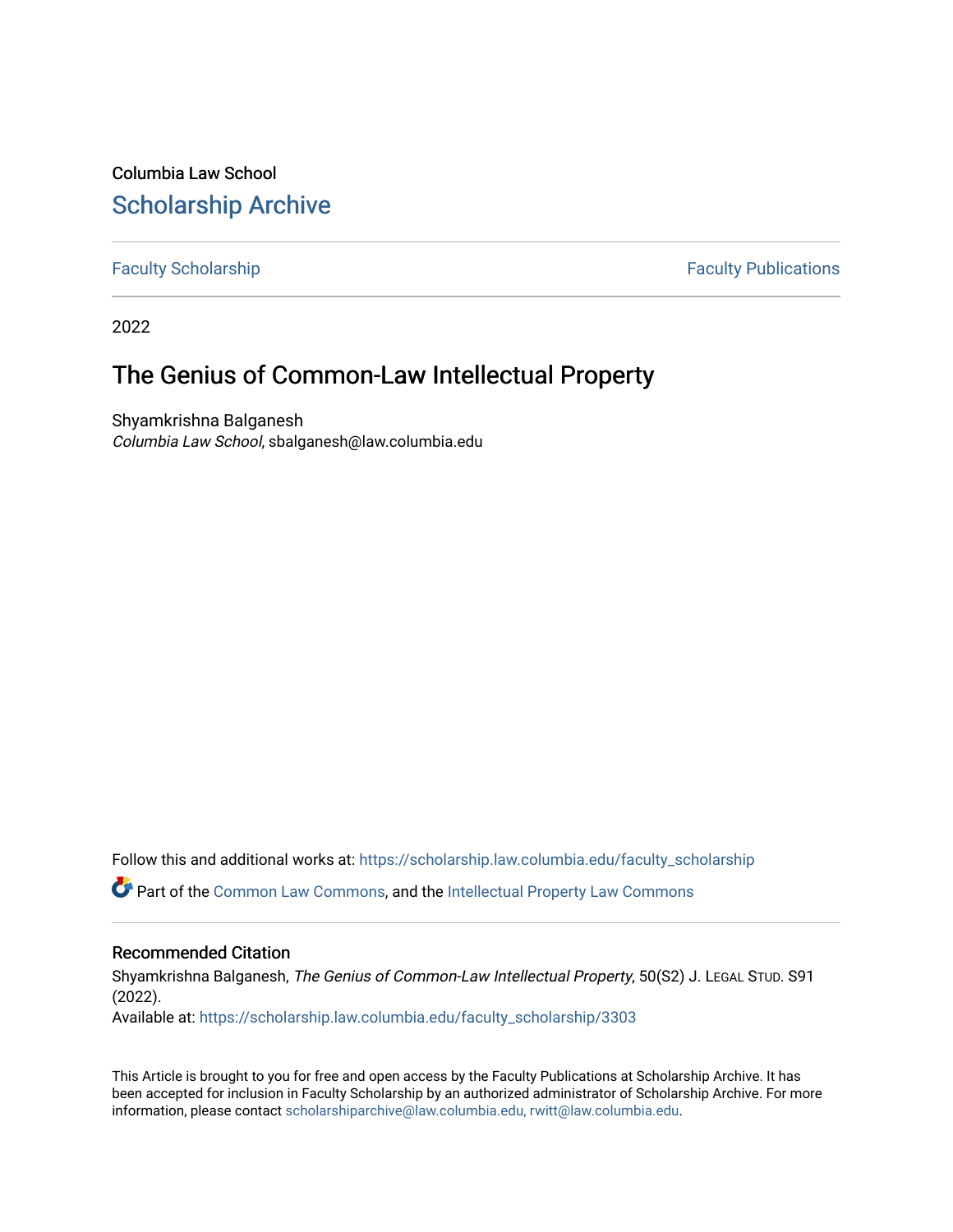Columbia Law School

# Scholarship Archive

Faculty Scholarship | Faculty Publications

2022

## The Genius of Common-Law Intellectual Property

Shyamkrishna Balganesh
*Columbia Law School*, sbalganesh@law.columbia.edu

Follow this and additional works at: https://scholarship.law.columbia.edu/faculty_scholarship

Part of the Common Law Commons, and the Intellectual Property Law Commons

### Recommended Citation

Shyamkrishna Balganesh, *The Genius of Common-Law Intellectual Property*, 50(S2) J. LEGAL STUD. S91 (2022).
Available at: https://scholarship.law.columbia.edu/faculty_scholarship/3303

This Article is brought to you for free and open access by the Faculty Publications at Scholarship Archive. It has been accepted for inclusion in Faculty Scholarship by an authorized administrator of Scholarship Archive. For more information, please contact scholarshiparchive@law.columbia.edu, rwitt@law.columbia.edu.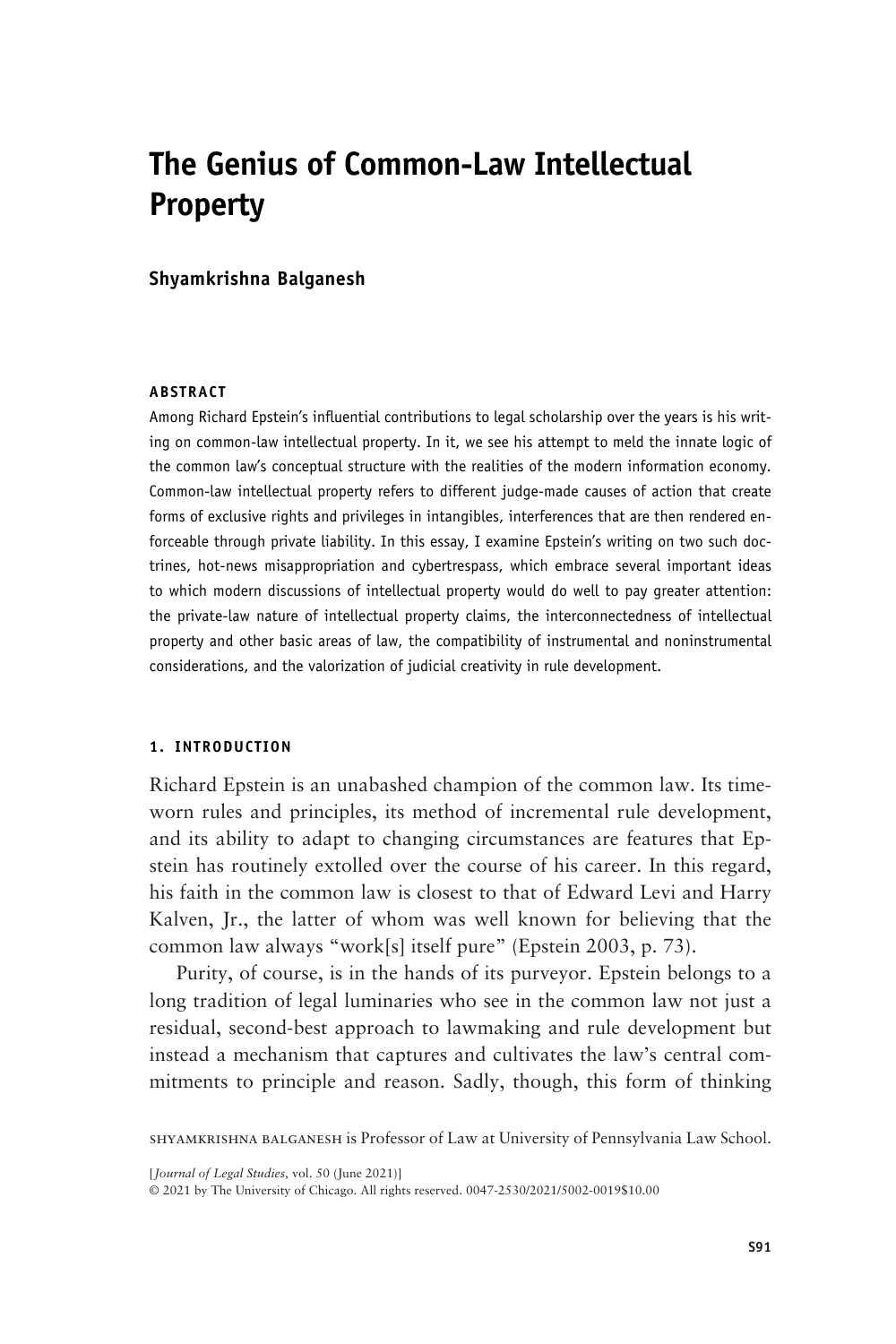# The Genius of Common-Law Intellectual Property

**Shyamkrishna Balganesh**

**ABSTRACT**

Among Richard Epstein's influential contributions to legal scholarship over the years is his writing on common-law intellectual property. In it, we see his attempt to meld the innate logic of the common law's conceptual structure with the realities of the modern information economy. Common-law intellectual property refers to different judge-made causes of action that create forms of exclusive rights and privileges in intangibles, interferences that are then rendered enforceable through private liability. In this essay, I examine Epstein's writing on two such doctrines, hot-news misappropriation and cybertrespass, which embrace several important ideas to which modern discussions of intellectual property would do well to pay greater attention: the private-law nature of intellectual property claims, the interconnectedness of intellectual property and other basic areas of law, the compatibility of instrumental and noninstrumental considerations, and the valorization of judicial creativity in rule development.

## 1. INTRODUCTION

Richard Epstein is an unabashed champion of the common law. Its time-worn rules and principles, its method of incremental rule development, and its ability to adapt to changing circumstances are features that Epstein has routinely extolled over the course of his career. In this regard, his faith in the common law is closest to that of Edward Levi and Harry Kalven, Jr., the latter of whom was well known for believing that the common law always "work[s] itself pure" (Epstein 2003, p. 73).

Purity, of course, is in the hands of its purveyor. Epstein belongs to a long tradition of legal luminaries who see in the common law not just a residual, second-best approach to lawmaking and rule development but instead a mechanism that captures and cultivates the law's central commitments to principle and reason. Sadly, though, this form of thinking

SHYAMKRISHNA BALGANESH is Professor of Law at University of Pennsylvania Law School.

[*Journal of Legal Studies*, vol. 50 (June 2021)]
© 2021 by The University of Chicago. All rights reserved. 0047-2530/2021/5002-0019$10.00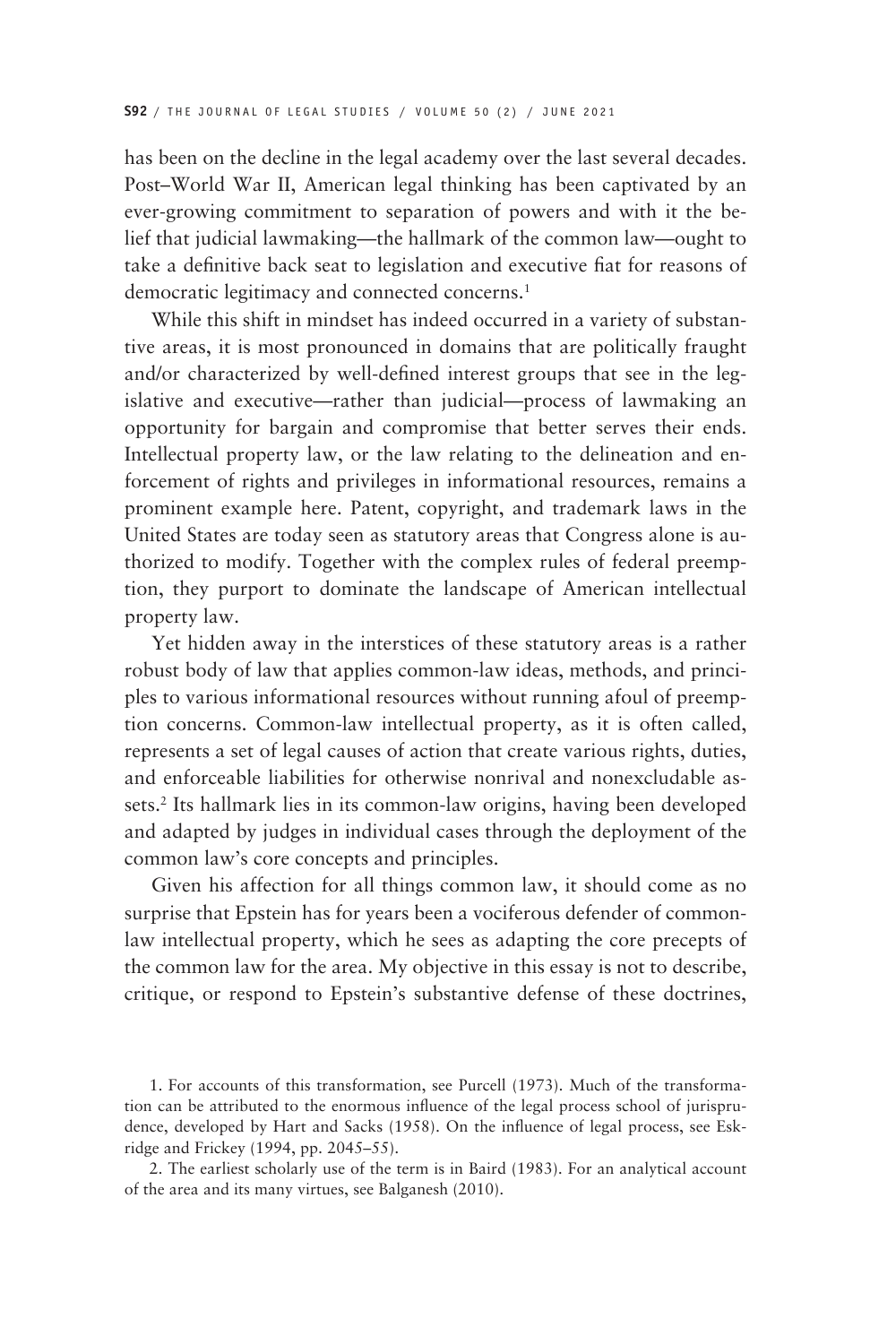has been on the decline in the legal academy over the last several decades. Post–World War II, American legal thinking has been captivated by an ever-growing commitment to separation of powers and with it the belief that judicial lawmaking—the hallmark of the common law—ought to take a definitive back seat to legislation and executive fiat for reasons of democratic legitimacy and connected concerns.[1]

While this shift in mindset has indeed occurred in a variety of substantive areas, it is most pronounced in domains that are politically fraught and/or characterized by well-defined interest groups that see in the legislative and executive—rather than judicial—process of lawmaking an opportunity for bargain and compromise that better serves their ends. Intellectual property law, or the law relating to the delineation and enforcement of rights and privileges in informational resources, remains a prominent example here. Patent, copyright, and trademark laws in the United States are today seen as statutory areas that Congress alone is authorized to modify. Together with the complex rules of federal preemption, they purport to dominate the landscape of American intellectual property law.

Yet hidden away in the interstices of these statutory areas is a rather robust body of law that applies common-law ideas, methods, and principles to various informational resources without running afoul of preemption concerns. Common-law intellectual property, as it is often called, represents a set of legal causes of action that create various rights, duties, and enforceable liabilities for otherwise nonrival and nonexcludable assets.[2] Its hallmark lies in its common-law origins, having been developed and adapted by judges in individual cases through the deployment of the common law's core concepts and principles.

Given his affection for all things common law, it should come as no surprise that Epstein has for years been a vociferous defender of common-law intellectual property, which he sees as adapting the core precepts of the common law for the area. My objective in this essay is not to describe, critique, or respond to Epstein's substantive defense of these doctrines,

1. For accounts of this transformation, see Purcell (1973). Much of the transformation can be attributed to the enormous influence of the legal process school of jurisprudence, developed by Hart and Sacks (1958). On the influence of legal process, see Eskridge and Frickey (1994, pp. 2045–55).

2. The earliest scholarly use of the term is in Baird (1983). For an analytical account of the area and its many virtues, see Balganesh (2010).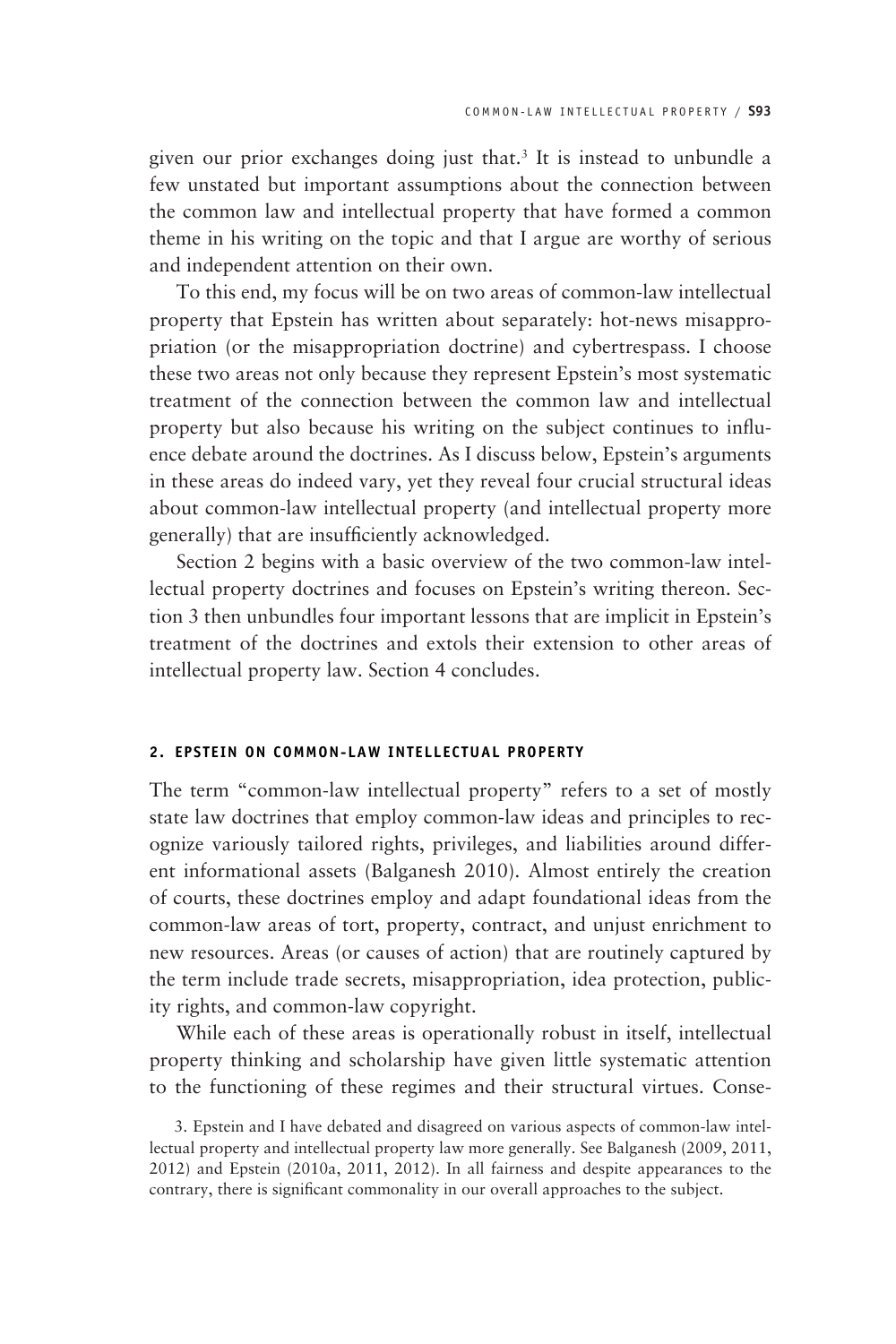given our prior exchanges doing just that.[3] It is instead to unbundle a few unstated but important assumptions about the connection between the common law and intellectual property that have formed a common theme in his writing on the topic and that I argue are worthy of serious and independent attention on their own.

To this end, my focus will be on two areas of common-law intellectual property that Epstein has written about separately: hot-news misappropriation (or the misappropriation doctrine) and cybertrespass. I choose these two areas not only because they represent Epstein's most systematic treatment of the connection between the common law and intellectual property but also because his writing on the subject continues to influence debate around the doctrines. As I discuss below, Epstein's arguments in these areas do indeed vary, yet they reveal four crucial structural ideas about common-law intellectual property (and intellectual property more generally) that are insufficiently acknowledged.

Section 2 begins with a basic overview of the two common-law intellectual property doctrines and focuses on Epstein's writing thereon. Section 3 then unbundles four important lessons that are implicit in Epstein's treatment of the doctrines and extols their extension to other areas of intellectual property law. Section 4 concludes.

## 2. EPSTEIN ON COMMON-LAW INTELLECTUAL PROPERTY

The term "common-law intellectual property" refers to a set of mostly state law doctrines that employ common-law ideas and principles to recognize variously tailored rights, privileges, and liabilities around different informational assets (Balganesh 2010). Almost entirely the creation of courts, these doctrines employ and adapt foundational ideas from the common-law areas of tort, property, contract, and unjust enrichment to new resources. Areas (or causes of action) that are routinely captured by the term include trade secrets, misappropriation, idea protection, publicity rights, and common-law copyright.

While each of these areas is operationally robust in itself, intellectual property thinking and scholarship have given little systematic attention to the functioning of these regimes and their structural virtues. Conse-

3. Epstein and I have debated and disagreed on various aspects of common-law intellectual property and intellectual property law more generally. See Balganesh (2009, 2011, 2012) and Epstein (2010a, 2011, 2012). In all fairness and despite appearances to the contrary, there is significant commonality in our overall approaches to the subject.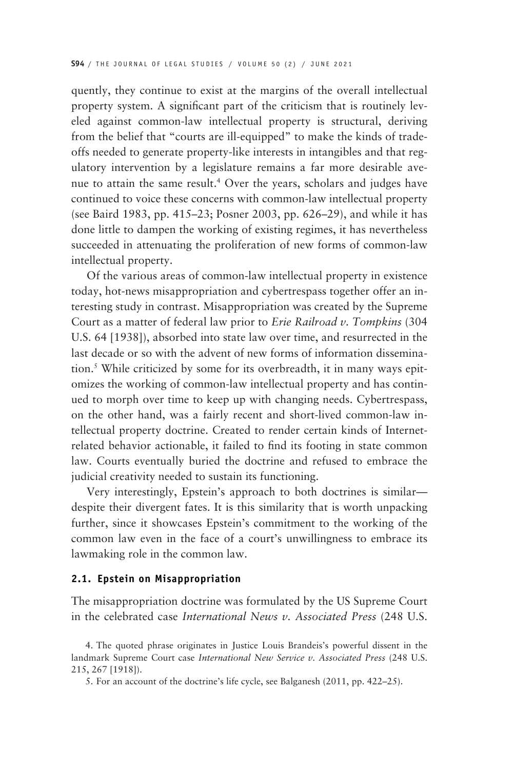quently, they continue to exist at the margins of the overall intellectual property system. A significant part of the criticism that is routinely leveled against common-law intellectual property is structural, deriving from the belief that "courts are ill-equipped" to make the kinds of trade-offs needed to generate property-like interests in intangibles and that regulatory intervention by a legislature remains a far more desirable avenue to attain the same result.[4] Over the years, scholars and judges have continued to voice these concerns with common-law intellectual property (see Baird 1983, pp. 415–23; Posner 2003, pp. 626–29), and while it has done little to dampen the working of existing regimes, it has nevertheless succeeded in attenuating the proliferation of new forms of common-law intellectual property.

Of the various areas of common-law intellectual property in existence today, hot-news misappropriation and cybertrespass together offer an interesting study in contrast. Misappropriation was created by the Supreme Court as a matter of federal law prior to *Erie Railroad v. Tompkins* (304 U.S. 64 [1938]), absorbed into state law over time, and resurrected in the last decade or so with the advent of new forms of information dissemination.[5] While criticized by some for its overbreadth, it in many ways epitomizes the working of common-law intellectual property and has continued to morph over time to keep up with changing needs. Cybertrespass, on the other hand, was a fairly recent and short-lived common-law intellectual property doctrine. Created to render certain kinds of Internet-related behavior actionable, it failed to find its footing in state common law. Courts eventually buried the doctrine and refused to embrace the judicial creativity needed to sustain its functioning.

Very interestingly, Epstein's approach to both doctrines is similar—despite their divergent fates. It is this similarity that is worth unpacking further, since it showcases Epstein's commitment to the working of the common law even in the face of a court's unwillingness to embrace its lawmaking role in the common law.

### 2.1. Epstein on Misappropriation

The misappropriation doctrine was formulated by the US Supreme Court in the celebrated case *International News v. Associated Press* (248 U.S.

4. The quoted phrase originates in Justice Louis Brandeis's powerful dissent in the landmark Supreme Court case *International New Service v. Associated Press* (248 U.S. 215, 267 [1918]).

5. For an account of the doctrine's life cycle, see Balganesh (2011, pp. 422–25).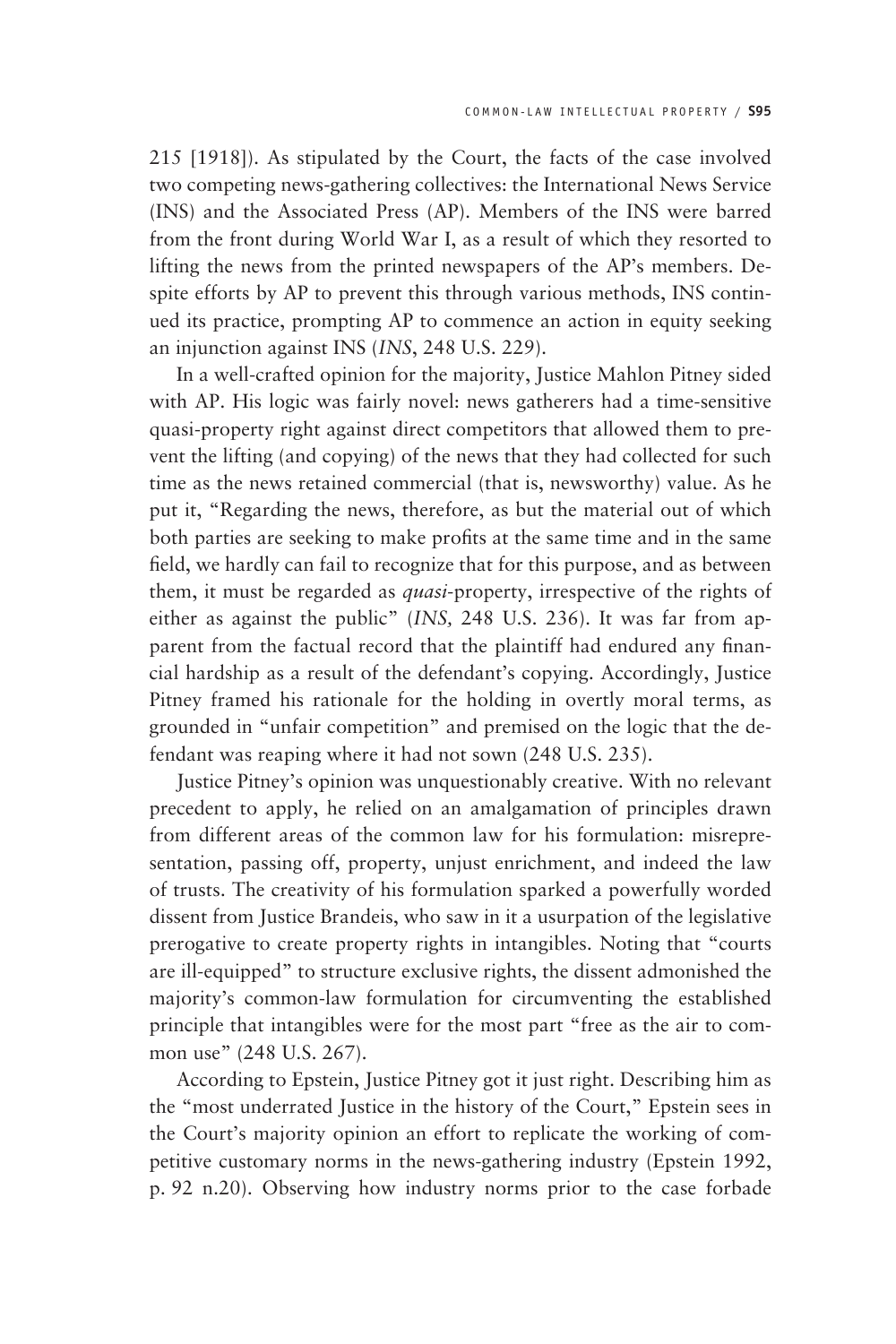215 [1918]). As stipulated by the Court, the facts of the case involved two competing news-gathering collectives: the International News Service (INS) and the Associated Press (AP). Members of the INS were barred from the front during World War I, as a result of which they resorted to lifting the news from the printed newspapers of the AP's members. Despite efforts by AP to prevent this through various methods, INS continued its practice, prompting AP to commence an action in equity seeking an injunction against INS (*INS*, 248 U.S. 229).

In a well-crafted opinion for the majority, Justice Mahlon Pitney sided with AP. His logic was fairly novel: news gatherers had a time-sensitive quasi-property right against direct competitors that allowed them to prevent the lifting (and copying) of the news that they had collected for such time as the news retained commercial (that is, newsworthy) value. As he put it, "Regarding the news, therefore, as but the material out of which both parties are seeking to make profits at the same time and in the same field, we hardly can fail to recognize that for this purpose, and as between them, it must be regarded as *quasi*-property, irrespective of the rights of either as against the public" (*INS,* 248 U.S. 236). It was far from apparent from the factual record that the plaintiff had endured any financial hardship as a result of the defendant's copying. Accordingly, Justice Pitney framed his rationale for the holding in overtly moral terms, as grounded in "unfair competition" and premised on the logic that the defendant was reaping where it had not sown (248 U.S. 235).

Justice Pitney's opinion was unquestionably creative. With no relevant precedent to apply, he relied on an amalgamation of principles drawn from different areas of the common law for his formulation: misrepresentation, passing off, property, unjust enrichment, and indeed the law of trusts. The creativity of his formulation sparked a powerfully worded dissent from Justice Brandeis, who saw in it a usurpation of the legislative prerogative to create property rights in intangibles. Noting that "courts are ill-equipped" to structure exclusive rights, the dissent admonished the majority's common-law formulation for circumventing the established principle that intangibles were for the most part "free as the air to common use" (248 U.S. 267).

According to Epstein, Justice Pitney got it just right. Describing him as the "most underrated Justice in the history of the Court," Epstein sees in the Court's majority opinion an effort to replicate the working of competitive customary norms in the news-gathering industry (Epstein 1992, p. 92 n.20). Observing how industry norms prior to the case forbade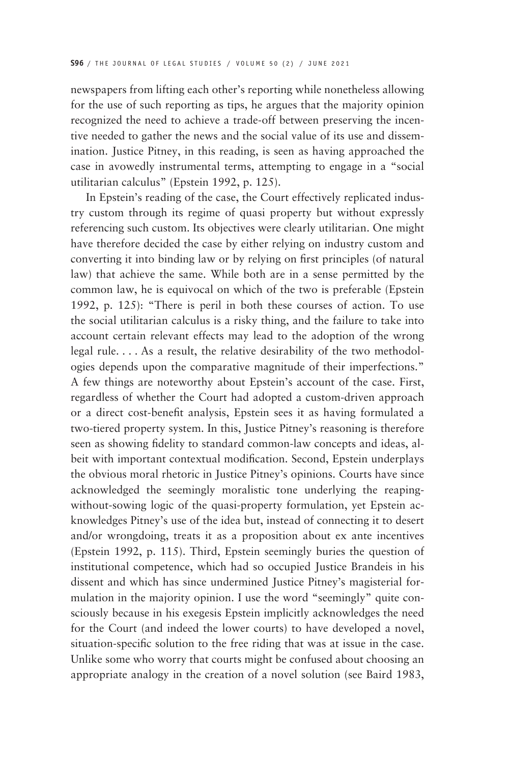newspapers from lifting each other's reporting while nonetheless allowing for the use of such reporting as tips, he argues that the majority opinion recognized the need to achieve a trade-off between preserving the incentive needed to gather the news and the social value of its use and dissemination. Justice Pitney, in this reading, is seen as having approached the case in avowedly instrumental terms, attempting to engage in a "social utilitarian calculus" (Epstein 1992, p. 125).

In Epstein's reading of the case, the Court effectively replicated industry custom through its regime of quasi property but without expressly referencing such custom. Its objectives were clearly utilitarian. One might have therefore decided the case by either relying on industry custom and converting it into binding law or by relying on first principles (of natural law) that achieve the same. While both are in a sense permitted by the common law, he is equivocal on which of the two is preferable (Epstein 1992, p. 125): "There is peril in both these courses of action. To use the social utilitarian calculus is a risky thing, and the failure to take into account certain relevant effects may lead to the adoption of the wrong legal rule. . . . As a result, the relative desirability of the two methodologies depends upon the comparative magnitude of their imperfections." A few things are noteworthy about Epstein's account of the case. First, regardless of whether the Court had adopted a custom-driven approach or a direct cost-benefit analysis, Epstein sees it as having formulated a two-tiered property system. In this, Justice Pitney's reasoning is therefore seen as showing fidelity to standard common-law concepts and ideas, albeit with important contextual modification. Second, Epstein underplays the obvious moral rhetoric in Justice Pitney's opinions. Courts have since acknowledged the seemingly moralistic tone underlying the reaping-without-sowing logic of the quasi-property formulation, yet Epstein acknowledges Pitney's use of the idea but, instead of connecting it to desert and/or wrongdoing, treats it as a proposition about ex ante incentives (Epstein 1992, p. 115). Third, Epstein seemingly buries the question of institutional competence, which had so occupied Justice Brandeis in his dissent and which has since undermined Justice Pitney's magisterial formulation in the majority opinion. I use the word "seemingly" quite consciously because in his exegesis Epstein implicitly acknowledges the need for the Court (and indeed the lower courts) to have developed a novel, situation-specific solution to the free riding that was at issue in the case. Unlike some who worry that courts might be confused about choosing an appropriate analogy in the creation of a novel solution (see Baird 1983,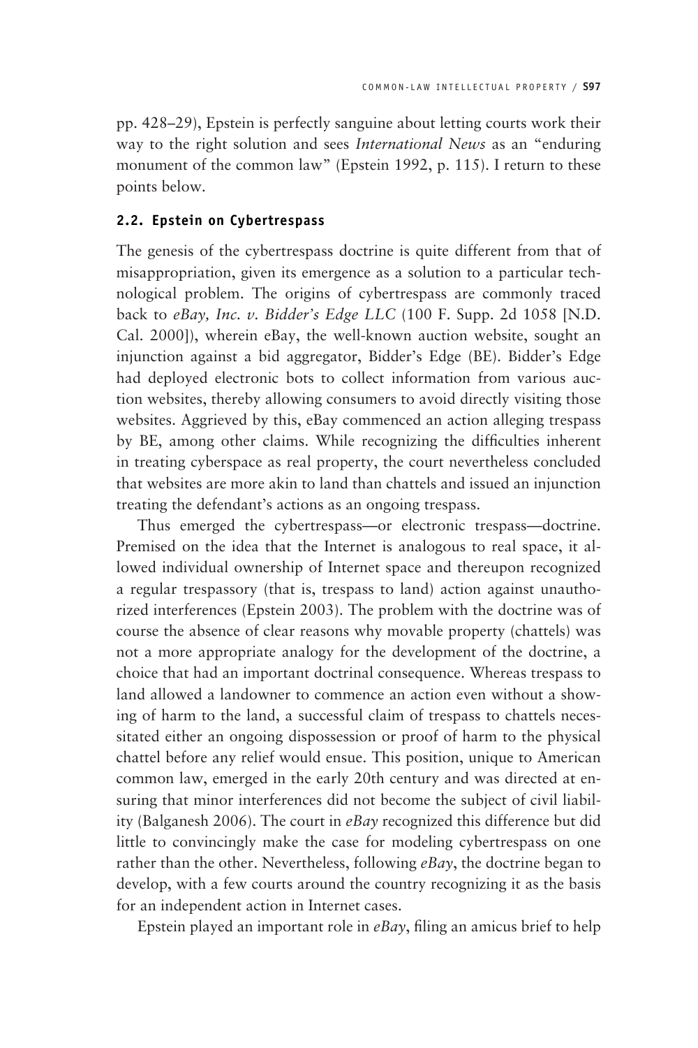pp. 428–29), Epstein is perfectly sanguine about letting courts work their way to the right solution and sees *International News* as an "enduring monument of the common law" (Epstein 1992, p. 115). I return to these points below.

### 2.2. Epstein on Cybertrespass

The genesis of the cybertrespass doctrine is quite different from that of misappropriation, given its emergence as a solution to a particular technological problem. The origins of cybertrespass are commonly traced back to *eBay, Inc. v. Bidder's Edge LLC* (100 F. Supp. 2d 1058 [N.D. Cal. 2000]), wherein eBay, the well-known auction website, sought an injunction against a bid aggregator, Bidder's Edge (BE). Bidder's Edge had deployed electronic bots to collect information from various auction websites, thereby allowing consumers to avoid directly visiting those websites. Aggrieved by this, eBay commenced an action alleging trespass by BE, among other claims. While recognizing the difficulties inherent in treating cyberspace as real property, the court nevertheless concluded that websites are more akin to land than chattels and issued an injunction treating the defendant's actions as an ongoing trespass.

Thus emerged the cybertrespass—or electronic trespass—doctrine. Premised on the idea that the Internet is analogous to real space, it allowed individual ownership of Internet space and thereupon recognized a regular trespassory (that is, trespass to land) action against unauthorized interferences (Epstein 2003). The problem with the doctrine was of course the absence of clear reasons why movable property (chattels) was not a more appropriate analogy for the development of the doctrine, a choice that had an important doctrinal consequence. Whereas trespass to land allowed a landowner to commence an action even without a showing of harm to the land, a successful claim of trespass to chattels necessitated either an ongoing dispossession or proof of harm to the physical chattel before any relief would ensue. This position, unique to American common law, emerged in the early 20th century and was directed at ensuring that minor interferences did not become the subject of civil liability (Balganesh 2006). The court in *eBay* recognized this difference but did little to convincingly make the case for modeling cybertrespass on one rather than the other. Nevertheless, following *eBay*, the doctrine began to develop, with a few courts around the country recognizing it as the basis for an independent action in Internet cases.

Epstein played an important role in *eBay*, filing an amicus brief to help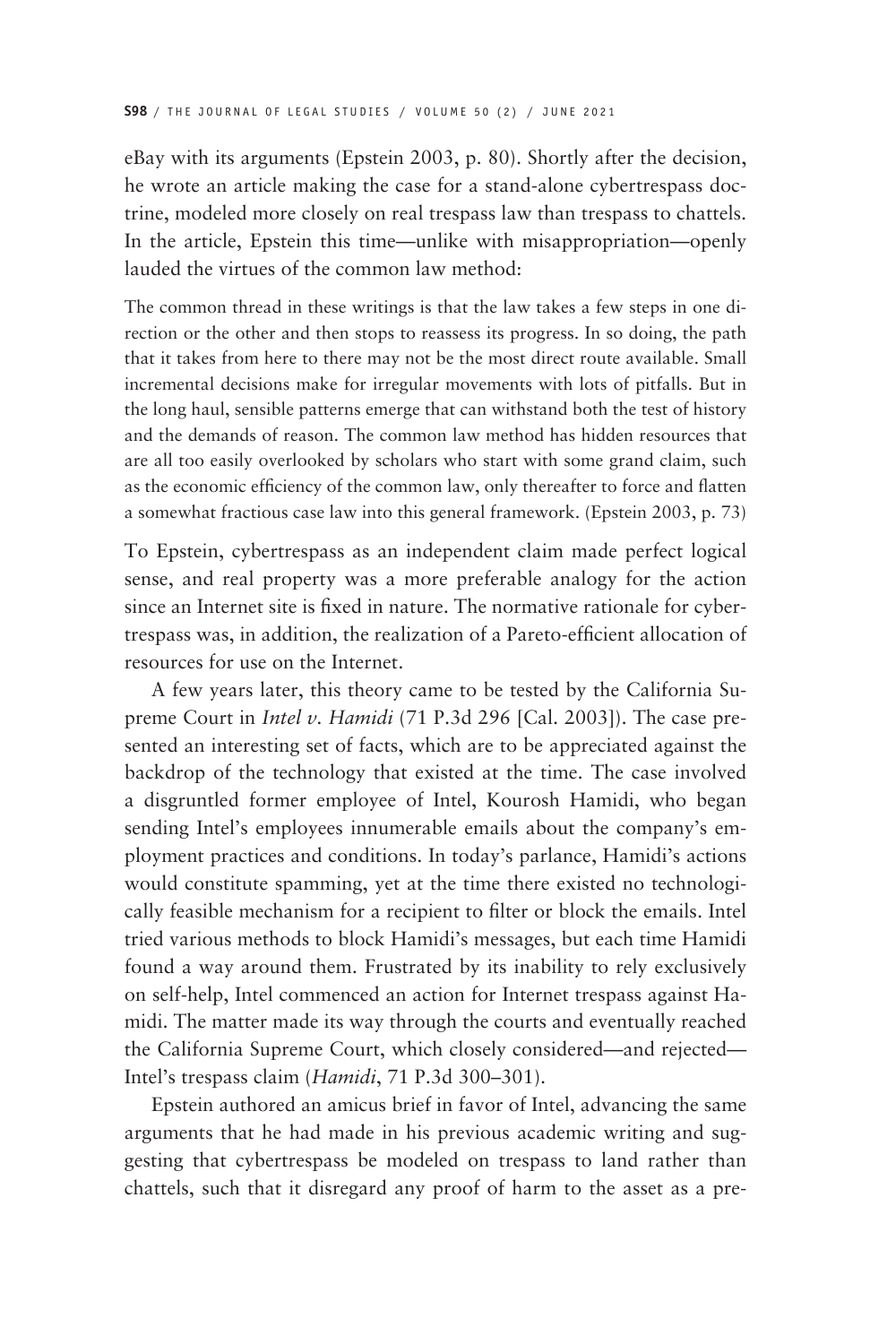eBay with its arguments (Epstein 2003, p. 80). Shortly after the decision, he wrote an article making the case for a stand-alone cybertrespass doctrine, modeled more closely on real trespass law than trespass to chattels. In the article, Epstein this time—unlike with misappropriation—openly lauded the virtues of the common law method:

> The common thread in these writings is that the law takes a few steps in one direction or the other and then stops to reassess its progress. In so doing, the path that it takes from here to there may not be the most direct route available. Small incremental decisions make for irregular movements with lots of pitfalls. But in the long haul, sensible patterns emerge that can withstand both the test of history and the demands of reason. The common law method has hidden resources that are all too easily overlooked by scholars who start with some grand claim, such as the economic efficiency of the common law, only thereafter to force and flatten a somewhat fractious case law into this general framework. (Epstein 2003, p. 73)

To Epstein, cybertrespass as an independent claim made perfect logical sense, and real property was a more preferable analogy for the action since an Internet site is fixed in nature. The normative rationale for cybertrespass was, in addition, the realization of a Pareto-efficient allocation of resources for use on the Internet.

A few years later, this theory came to be tested by the California Supreme Court in *Intel v. Hamidi* (71 P.3d 296 [Cal. 2003]). The case presented an interesting set of facts, which are to be appreciated against the backdrop of the technology that existed at the time. The case involved a disgruntled former employee of Intel, Kourosh Hamidi, who began sending Intel's employees innumerable emails about the company's employment practices and conditions. In today's parlance, Hamidi's actions would constitute spamming, yet at the time there existed no technologically feasible mechanism for a recipient to filter or block the emails. Intel tried various methods to block Hamidi's messages, but each time Hamidi found a way around them. Frustrated by its inability to rely exclusively on self-help, Intel commenced an action for Internet trespass against Hamidi. The matter made its way through the courts and eventually reached the California Supreme Court, which closely considered—and rejected—Intel's trespass claim (*Hamidi*, 71 P.3d 300–301).

Epstein authored an amicus brief in favor of Intel, advancing the same arguments that he had made in his previous academic writing and suggesting that cybertrespass be modeled on trespass to land rather than chattels, such that it disregard any proof of harm to the asset as a pre-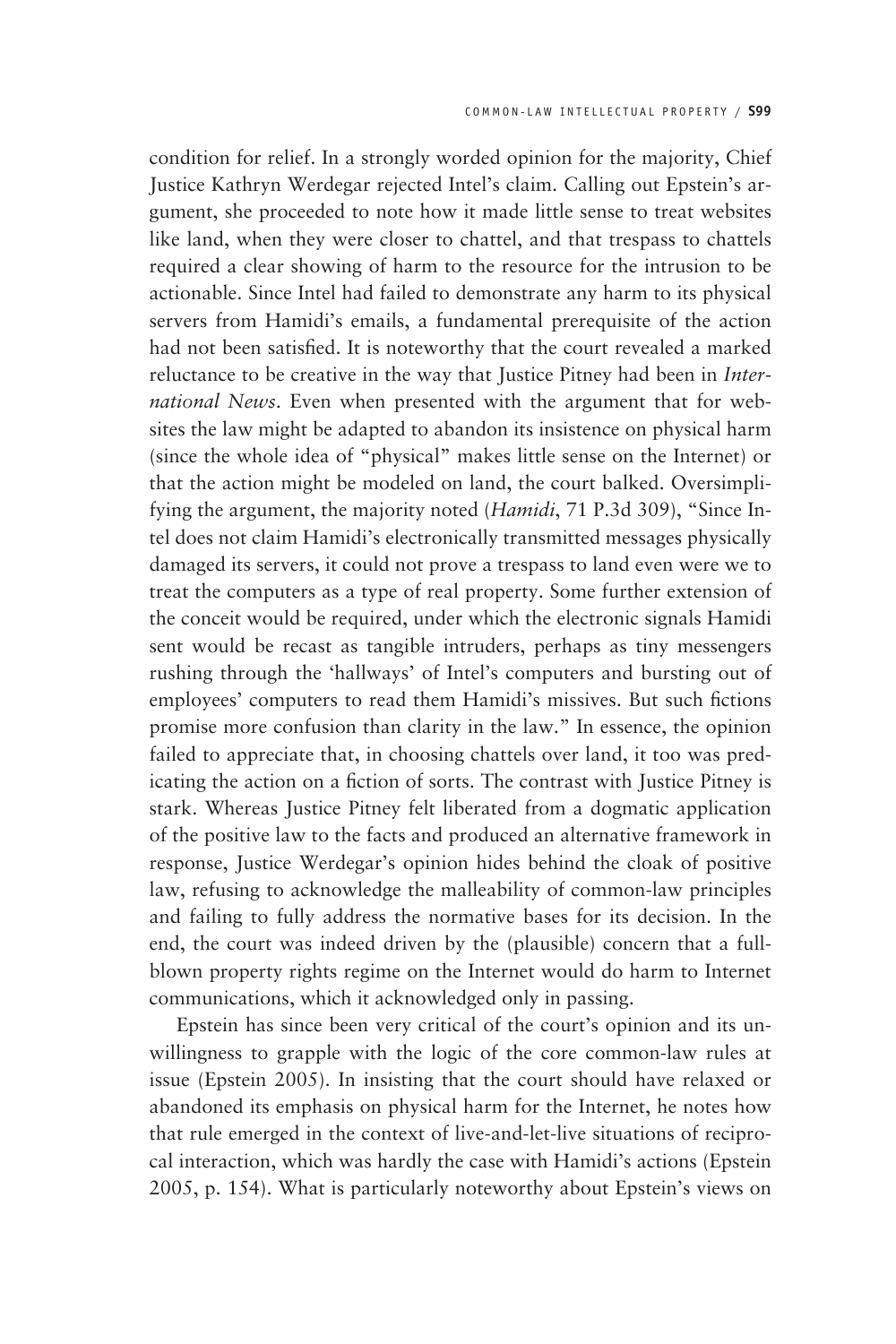condition for relief. In a strongly worded opinion for the majority, Chief Justice Kathryn Werdegar rejected Intel's claim. Calling out Epstein's argument, she proceeded to note how it made little sense to treat websites like land, when they were closer to chattel, and that trespass to chattels required a clear showing of harm to the resource for the intrusion to be actionable. Since Intel had failed to demonstrate any harm to its physical servers from Hamidi's emails, a fundamental prerequisite of the action had not been satisfied. It is noteworthy that the court revealed a marked reluctance to be creative in the way that Justice Pitney had been in *International News*. Even when presented with the argument that for websites the law might be adapted to abandon its insistence on physical harm (since the whole idea of "physical" makes little sense on the Internet) or that the action might be modeled on land, the court balked. Oversimplifying the argument, the majority noted (*Hamidi*, 71 P.3d 309), "Since Intel does not claim Hamidi's electronically transmitted messages physically damaged its servers, it could not prove a trespass to land even were we to treat the computers as a type of real property. Some further extension of the conceit would be required, under which the electronic signals Hamidi sent would be recast as tangible intruders, perhaps as tiny messengers rushing through the 'hallways' of Intel's computers and bursting out of employees' computers to read them Hamidi's missives. But such fictions promise more confusion than clarity in the law." In essence, the opinion failed to appreciate that, in choosing chattels over land, it too was predicating the action on a fiction of sorts. The contrast with Justice Pitney is stark. Whereas Justice Pitney felt liberated from a dogmatic application of the positive law to the facts and produced an alternative framework in response, Justice Werdegar's opinion hides behind the cloak of positive law, refusing to acknowledge the malleability of common-law principles and failing to fully address the normative bases for its decision. In the end, the court was indeed driven by the (plausible) concern that a full-blown property rights regime on the Internet would do harm to Internet communications, which it acknowledged only in passing.

Epstein has since been very critical of the court's opinion and its unwillingness to grapple with the logic of the core common-law rules at issue (Epstein 2005). In insisting that the court should have relaxed or abandoned its emphasis on physical harm for the Internet, he notes how that rule emerged in the context of live-and-let-live situations of reciprocal interaction, which was hardly the case with Hamidi's actions (Epstein 2005, p. 154). What is particularly noteworthy about Epstein's views on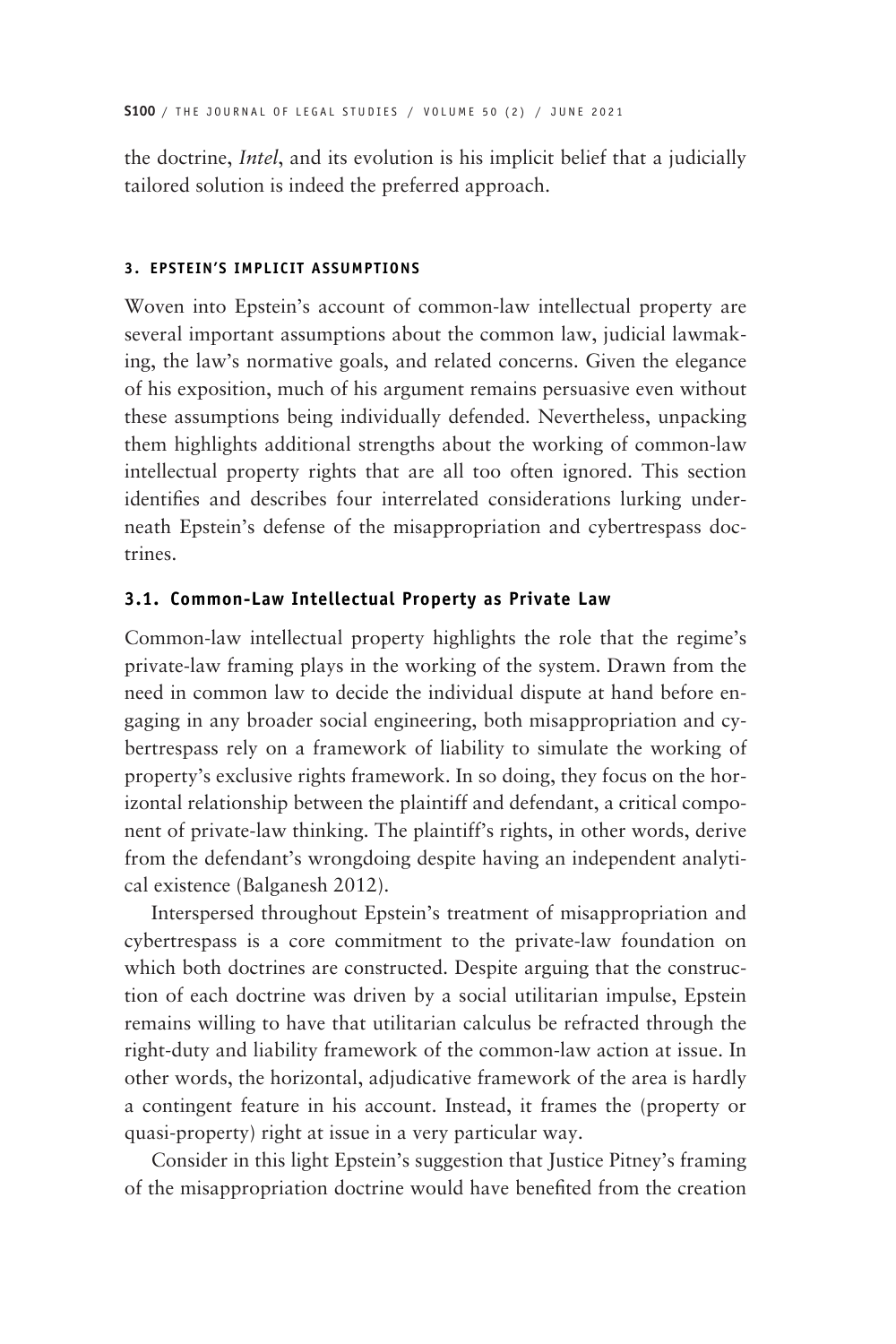the doctrine, *Intel*, and its evolution is his implicit belief that a judicially tailored solution is indeed the preferred approach.

## 3. EPSTEIN'S IMPLICIT ASSUMPTIONS

Woven into Epstein's account of common-law intellectual property are several important assumptions about the common law, judicial lawmaking, the law's normative goals, and related concerns. Given the elegance of his exposition, much of his argument remains persuasive even without these assumptions being individually defended. Nevertheless, unpacking them highlights additional strengths about the working of common-law intellectual property rights that are all too often ignored. This section identifies and describes four interrelated considerations lurking underneath Epstein's defense of the misappropriation and cybertrespass doctrines.

### 3.1. Common-Law Intellectual Property as Private Law

Common-law intellectual property highlights the role that the regime's private-law framing plays in the working of the system. Drawn from the need in common law to decide the individual dispute at hand before engaging in any broader social engineering, both misappropriation and cybertrespass rely on a framework of liability to simulate the working of property's exclusive rights framework. In so doing, they focus on the horizontal relationship between the plaintiff and defendant, a critical component of private-law thinking. The plaintiff's rights, in other words, derive from the defendant's wrongdoing despite having an independent analytical existence (Balganesh 2012).

Interspersed throughout Epstein's treatment of misappropriation and cybertrespass is a core commitment to the private-law foundation on which both doctrines are constructed. Despite arguing that the construction of each doctrine was driven by a social utilitarian impulse, Epstein remains willing to have that utilitarian calculus be refracted through the right-duty and liability framework of the common-law action at issue. In other words, the horizontal, adjudicative framework of the area is hardly a contingent feature in his account. Instead, it frames the (property or quasi-property) right at issue in a very particular way.

Consider in this light Epstein's suggestion that Justice Pitney's framing of the misappropriation doctrine would have benefited from the creation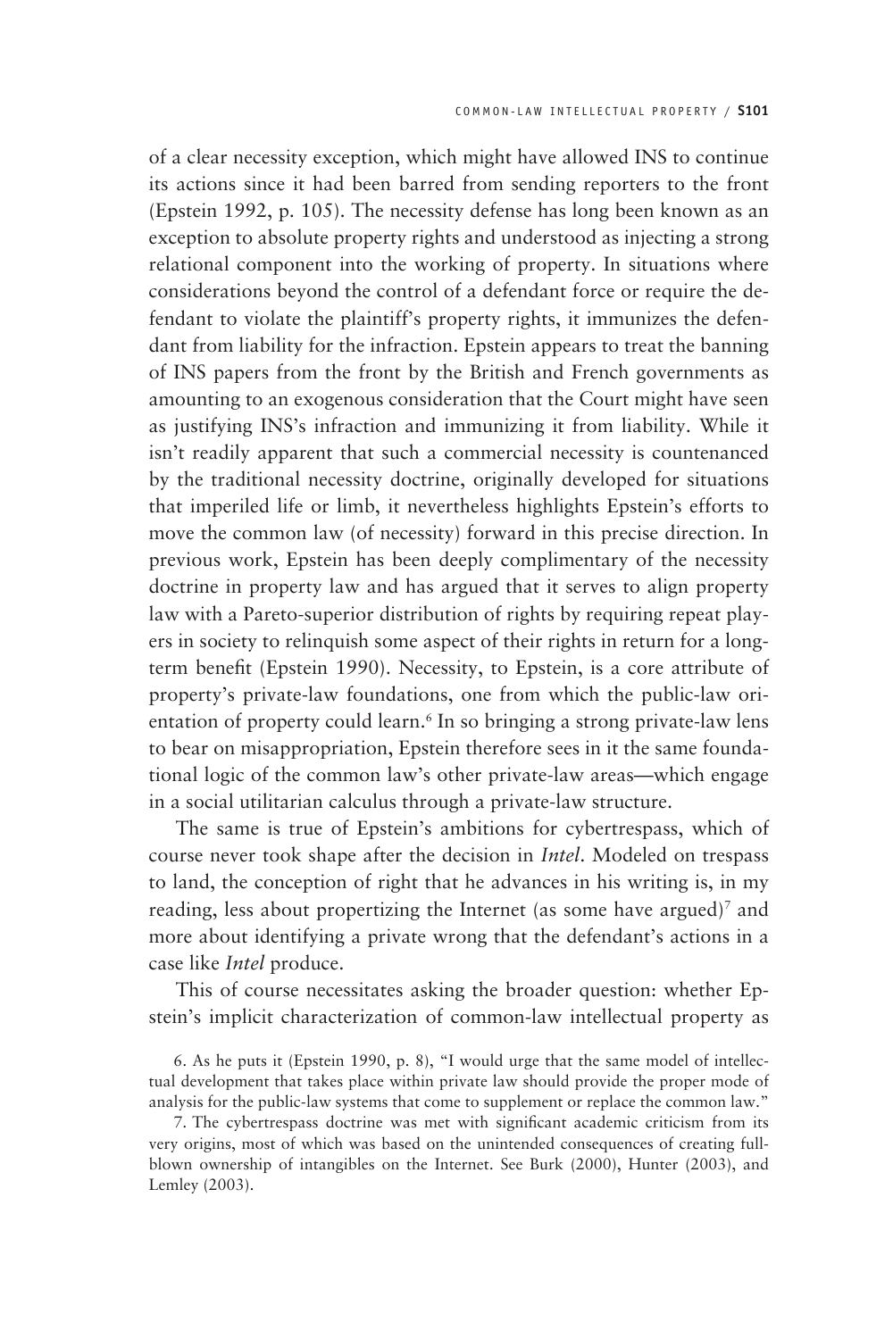of a clear necessity exception, which might have allowed INS to continue its actions since it had been barred from sending reporters to the front (Epstein 1992, p. 105). The necessity defense has long been known as an exception to absolute property rights and understood as injecting a strong relational component into the working of property. In situations where considerations beyond the control of a defendant force or require the defendant to violate the plaintiff's property rights, it immunizes the defendant from liability for the infraction. Epstein appears to treat the banning of INS papers from the front by the British and French governments as amounting to an exogenous consideration that the Court might have seen as justifying INS's infraction and immunizing it from liability. While it isn't readily apparent that such a commercial necessity is countenanced by the traditional necessity doctrine, originally developed for situations that imperiled life or limb, it nevertheless highlights Epstein's efforts to move the common law (of necessity) forward in this precise direction. In previous work, Epstein has been deeply complimentary of the necessity doctrine in property law and has argued that it serves to align property law with a Pareto-superior distribution of rights by requiring repeat players in society to relinquish some aspect of their rights in return for a long-term benefit (Epstein 1990). Necessity, to Epstein, is a core attribute of property's private-law foundations, one from which the public-law orientation of property could learn.[6] In so bringing a strong private-law lens to bear on misappropriation, Epstein therefore sees in it the same foundational logic of the common law's other private-law areas—which engage in a social utilitarian calculus through a private-law structure.

The same is true of Epstein's ambitions for cybertrespass, which of course never took shape after the decision in *Intel*. Modeled on trespass to land, the conception of right that he advances in his writing is, in my reading, less about propertizing the Internet (as some have argued)[7] and more about identifying a private wrong that the defendant's actions in a case like *Intel* produce.

This of course necessitates asking the broader question: whether Epstein's implicit characterization of common-law intellectual property as

6. As he puts it (Epstein 1990, p. 8), "I would urge that the same model of intellectual development that takes place within private law should provide the proper mode of analysis for the public-law systems that come to supplement or replace the common law."

7. The cybertrespass doctrine was met with significant academic criticism from its very origins, most of which was based on the unintended consequences of creating full-blown ownership of intangibles on the Internet. See Burk (2000), Hunter (2003), and Lemley (2003).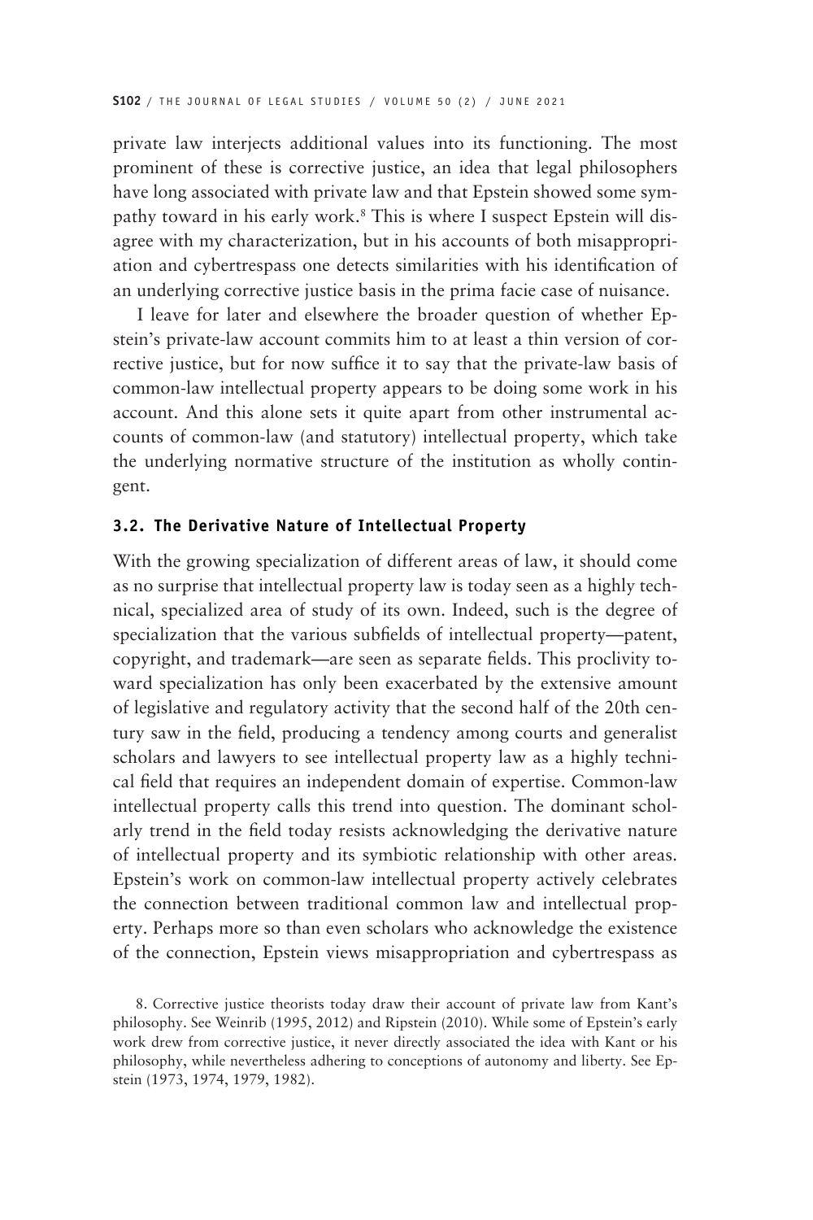private law interjects additional values into its functioning. The most prominent of these is corrective justice, an idea that legal philosophers have long associated with private law and that Epstein showed some sympathy toward in his early work.[8] This is where I suspect Epstein will disagree with my characterization, but in his accounts of both misappropriation and cybertrespass one detects similarities with his identification of an underlying corrective justice basis in the prima facie case of nuisance.

I leave for later and elsewhere the broader question of whether Epstein's private-law account commits him to at least a thin version of corrective justice, but for now suffice it to say that the private-law basis of common-law intellectual property appears to be doing some work in his account. And this alone sets it quite apart from other instrumental accounts of common-law (and statutory) intellectual property, which take the underlying normative structure of the institution as wholly contingent.

### 3.2. The Derivative Nature of Intellectual Property

With the growing specialization of different areas of law, it should come as no surprise that intellectual property law is today seen as a highly technical, specialized area of study of its own. Indeed, such is the degree of specialization that the various subfields of intellectual property—patent, copyright, and trademark—are seen as separate fields. This proclivity toward specialization has only been exacerbated by the extensive amount of legislative and regulatory activity that the second half of the 20th century saw in the field, producing a tendency among courts and generalist scholars and lawyers to see intellectual property law as a highly technical field that requires an independent domain of expertise. Common-law intellectual property calls this trend into question. The dominant scholarly trend in the field today resists acknowledging the derivative nature of intellectual property and its symbiotic relationship with other areas. Epstein's work on common-law intellectual property actively celebrates the connection between traditional common law and intellectual property. Perhaps more so than even scholars who acknowledge the existence of the connection, Epstein views misappropriation and cybertrespass as

8. Corrective justice theorists today draw their account of private law from Kant's philosophy. See Weinrib (1995, 2012) and Ripstein (2010). While some of Epstein's early work drew from corrective justice, it never directly associated the idea with Kant or his philosophy, while nevertheless adhering to conceptions of autonomy and liberty. See Epstein (1973, 1974, 1979, 1982).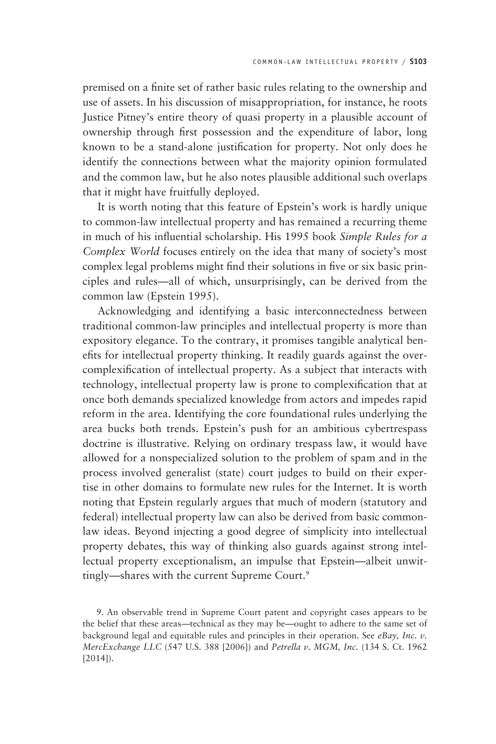premised on a finite set of rather basic rules relating to the ownership and use of assets. In his discussion of misappropriation, for instance, he roots Justice Pitney's entire theory of quasi property in a plausible account of ownership through first possession and the expenditure of labor, long known to be a stand-alone justification for property. Not only does he identify the connections between what the majority opinion formulated and the common law, but he also notes plausible additional such overlaps that it might have fruitfully deployed.

It is worth noting that this feature of Epstein's work is hardly unique to common-law intellectual property and has remained a recurring theme in much of his influential scholarship. His 1995 book *Simple Rules for a Complex World* focuses entirely on the idea that many of society's most complex legal problems might find their solutions in five or six basic principles and rules—all of which, unsurprisingly, can be derived from the common law (Epstein 1995).

Acknowledging and identifying a basic interconnectedness between traditional common-law principles and intellectual property is more than expository elegance. To the contrary, it promises tangible analytical benefits for intellectual property thinking. It readily guards against the over-complexification of intellectual property. As a subject that interacts with technology, intellectual property law is prone to complexification that at once both demands specialized knowledge from actors and impedes rapid reform in the area. Identifying the core foundational rules underlying the area bucks both trends. Epstein's push for an ambitious cybertrespass doctrine is illustrative. Relying on ordinary trespass law, it would have allowed for a nonspecialized solution to the problem of spam and in the process involved generalist (state) court judges to build on their expertise in other domains to formulate new rules for the Internet. It is worth noting that Epstein regularly argues that much of modern (statutory and federal) intellectual property law can also be derived from basic common-law ideas. Beyond injecting a good degree of simplicity into intellectual property debates, this way of thinking also guards against strong intellectual property exceptionalism, an impulse that Epstein—albeit unwittingly—shares with the current Supreme Court.[9]

9. An observable trend in Supreme Court patent and copyright cases appears to be the belief that these areas—technical as they may be—ought to adhere to the same set of background legal and equitable rules and principles in their operation. See *eBay, Inc. v. MercExchange LLC* (547 U.S. 388 [2006]) and *Petrella v. MGM, Inc.* (134 S. Ct. 1962 [2014]).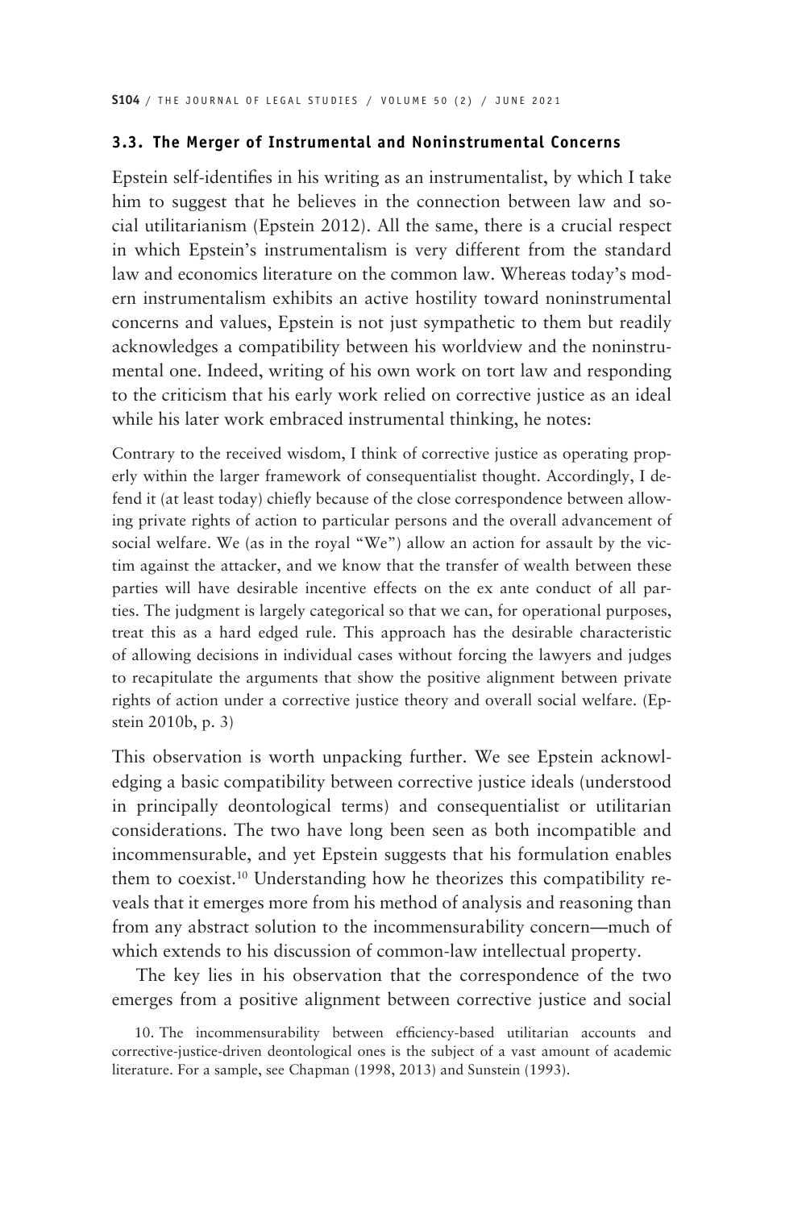### 3.3. The Merger of Instrumental and Noninstrumental Concerns

Epstein self-identifies in his writing as an instrumentalist, by which I take him to suggest that he believes in the connection between law and social utilitarianism (Epstein 2012). All the same, there is a crucial respect in which Epstein's instrumentalism is very different from the standard law and economics literature on the common law. Whereas today's modern instrumentalism exhibits an active hostility toward noninstrumental concerns and values, Epstein is not just sympathetic to them but readily acknowledges a compatibility between his worldview and the noninstrumental one. Indeed, writing of his own work on tort law and responding to the criticism that his early work relied on corrective justice as an ideal while his later work embraced instrumental thinking, he notes:

> Contrary to the received wisdom, I think of corrective justice as operating properly within the larger framework of consequentialist thought. Accordingly, I defend it (at least today) chiefly because of the close correspondence between allowing private rights of action to particular persons and the overall advancement of social welfare. We (as in the royal "We") allow an action for assault by the victim against the attacker, and we know that the transfer of wealth between these parties will have desirable incentive effects on the ex ante conduct of all parties. The judgment is largely categorical so that we can, for operational purposes, treat this as a hard edged rule. This approach has the desirable characteristic of allowing decisions in individual cases without forcing the lawyers and judges to recapitulate the arguments that show the positive alignment between private rights of action under a corrective justice theory and overall social welfare. (Epstein 2010b, p. 3)

This observation is worth unpacking further. We see Epstein acknowledging a basic compatibility between corrective justice ideals (understood in principally deontological terms) and consequentialist or utilitarian considerations. The two have long been seen as both incompatible and incommensurable, and yet Epstein suggests that his formulation enables them to coexist.[10] Understanding how he theorizes this compatibility reveals that it emerges more from his method of analysis and reasoning than from any abstract solution to the incommensurability concern—much of which extends to his discussion of common-law intellectual property.

The key lies in his observation that the correspondence of the two emerges from a positive alignment between corrective justice and social

10. The incommensurability between efficiency-based utilitarian accounts and corrective-justice-driven deontological ones is the subject of a vast amount of academic literature. For a sample, see Chapman (1998, 2013) and Sunstein (1993).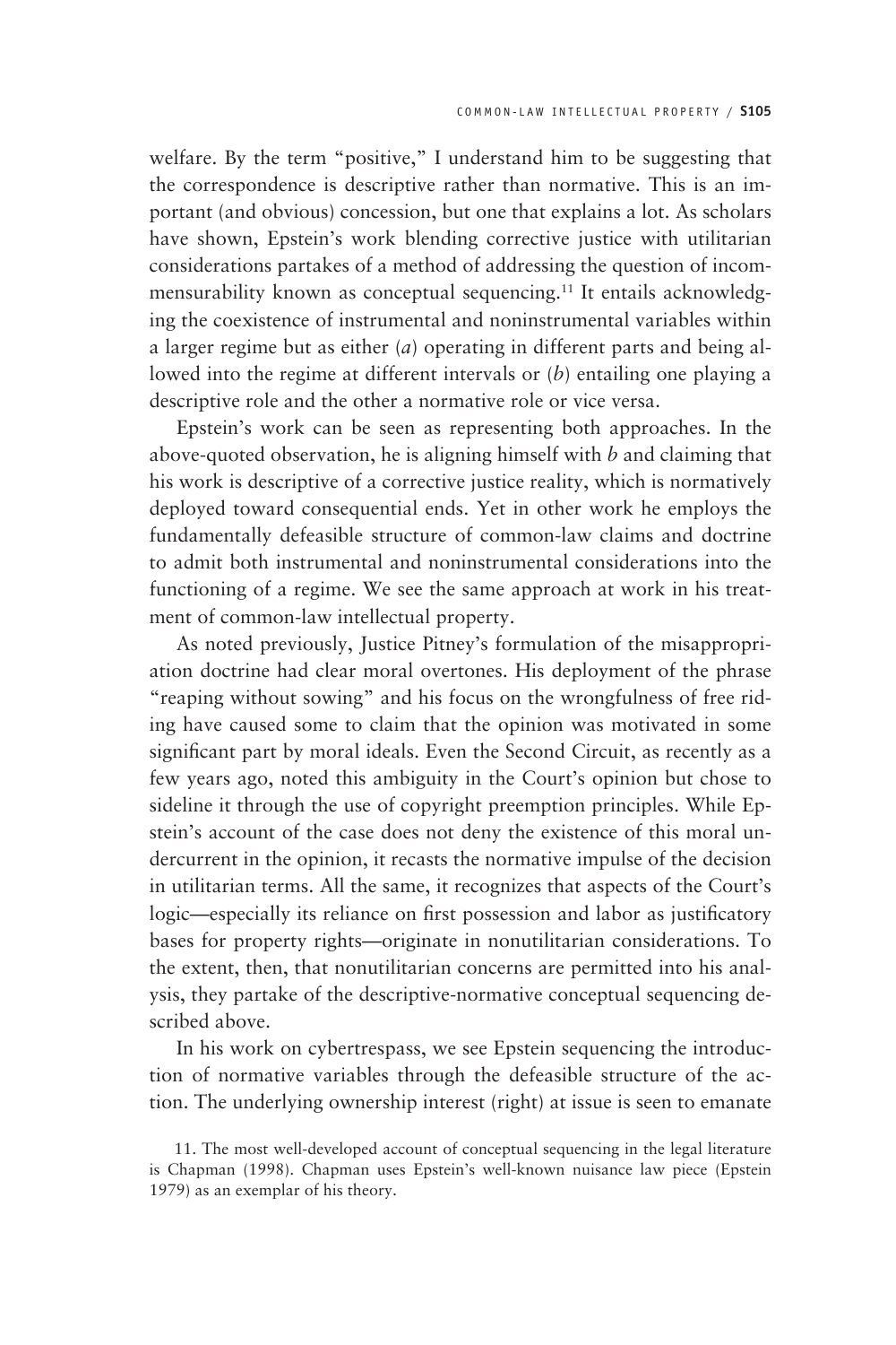welfare. By the term "positive," I understand him to be suggesting that the correspondence is descriptive rather than normative. This is an important (and obvious) concession, but one that explains a lot. As scholars have shown, Epstein's work blending corrective justice with utilitarian considerations partakes of a method of addressing the question of incommensurability known as conceptual sequencing.[11] It entails acknowledging the coexistence of instrumental and noninstrumental variables within a larger regime but as either (*a*) operating in different parts and being allowed into the regime at different intervals or (*b*) entailing one playing a descriptive role and the other a normative role or vice versa.

Epstein's work can be seen as representing both approaches. In the above-quoted observation, he is aligning himself with *b* and claiming that his work is descriptive of a corrective justice reality, which is normatively deployed toward consequential ends. Yet in other work he employs the fundamentally defeasible structure of common-law claims and doctrine to admit both instrumental and noninstrumental considerations into the functioning of a regime. We see the same approach at work in his treatment of common-law intellectual property.

As noted previously, Justice Pitney's formulation of the misappropriation doctrine had clear moral overtones. His deployment of the phrase "reaping without sowing" and his focus on the wrongfulness of free riding have caused some to claim that the opinion was motivated in some significant part by moral ideals. Even the Second Circuit, as recently as a few years ago, noted this ambiguity in the Court's opinion but chose to sideline it through the use of copyright preemption principles. While Epstein's account of the case does not deny the existence of this moral undercurrent in the opinion, it recasts the normative impulse of the decision in utilitarian terms. All the same, it recognizes that aspects of the Court's logic—especially its reliance on first possession and labor as justificatory bases for property rights—originate in nonutilitarian considerations. To the extent, then, that nonutilitarian concerns are permitted into his analysis, they partake of the descriptive-normative conceptual sequencing described above.

In his work on cybertrespass, we see Epstein sequencing the introduction of normative variables through the defeasible structure of the action. The underlying ownership interest (right) at issue is seen to emanate

11. The most well-developed account of conceptual sequencing in the legal literature is Chapman (1998). Chapman uses Epstein's well-known nuisance law piece (Epstein 1979) as an exemplar of his theory.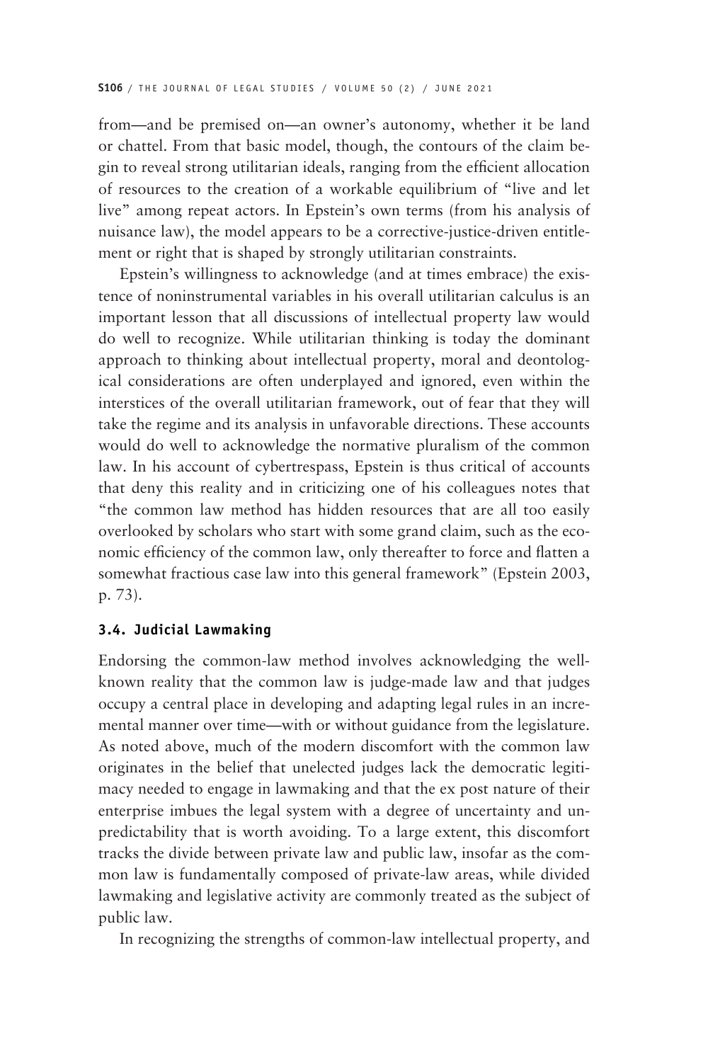from—and be premised on—an owner's autonomy, whether it be land or chattel. From that basic model, though, the contours of the claim begin to reveal strong utilitarian ideals, ranging from the efficient allocation of resources to the creation of a workable equilibrium of "live and let live" among repeat actors. In Epstein's own terms (from his analysis of nuisance law), the model appears to be a corrective-justice-driven entitlement or right that is shaped by strongly utilitarian constraints.

Epstein's willingness to acknowledge (and at times embrace) the existence of noninstrumental variables in his overall utilitarian calculus is an important lesson that all discussions of intellectual property law would do well to recognize. While utilitarian thinking is today the dominant approach to thinking about intellectual property, moral and deontological considerations are often underplayed and ignored, even within the interstices of the overall utilitarian framework, out of fear that they will take the regime and its analysis in unfavorable directions. These accounts would do well to acknowledge the normative pluralism of the common law. In his account of cybertrespass, Epstein is thus critical of accounts that deny this reality and in criticizing one of his colleagues notes that "the common law method has hidden resources that are all too easily overlooked by scholars who start with some grand claim, such as the economic efficiency of the common law, only thereafter to force and flatten a somewhat fractious case law into this general framework" (Epstein 2003, p. 73).

### 3.4. Judicial Lawmaking

Endorsing the common-law method involves acknowledging the well-known reality that the common law is judge-made law and that judges occupy a central place in developing and adapting legal rules in an incremental manner over time—with or without guidance from the legislature. As noted above, much of the modern discomfort with the common law originates in the belief that unelected judges lack the democratic legitimacy needed to engage in lawmaking and that the ex post nature of their enterprise imbues the legal system with a degree of uncertainty and unpredictability that is worth avoiding. To a large extent, this discomfort tracks the divide between private law and public law, insofar as the common law is fundamentally composed of private-law areas, while divided lawmaking and legislative activity are commonly treated as the subject of public law.

In recognizing the strengths of common-law intellectual property, and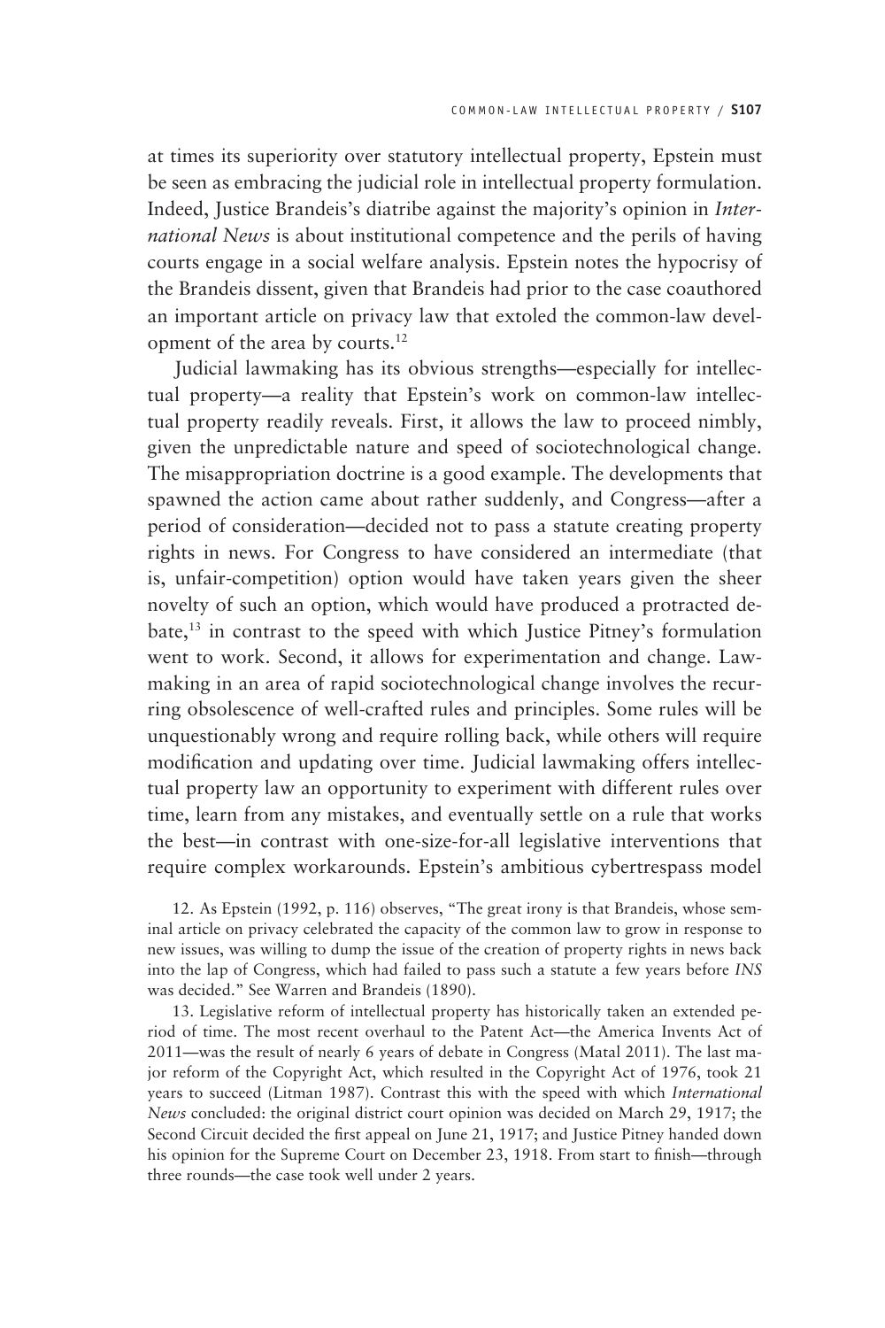at times its superiority over statutory intellectual property, Epstein must be seen as embracing the judicial role in intellectual property formulation. Indeed, Justice Brandeis's diatribe against the majority's opinion in *International News* is about institutional competence and the perils of having courts engage in a social welfare analysis. Epstein notes the hypocrisy of the Brandeis dissent, given that Brandeis had prior to the case coauthored an important article on privacy law that extoled the common-law development of the area by courts.[12]

Judicial lawmaking has its obvious strengths—especially for intellectual property—a reality that Epstein's work on common-law intellectual property readily reveals. First, it allows the law to proceed nimbly, given the unpredictable nature and speed of sociotechnological change. The misappropriation doctrine is a good example. The developments that spawned the action came about rather suddenly, and Congress—after a period of consideration—decided not to pass a statute creating property rights in news. For Congress to have considered an intermediate (that is, unfair-competition) option would have taken years given the sheer novelty of such an option, which would have produced a protracted debate,[13] in contrast to the speed with which Justice Pitney's formulation went to work. Second, it allows for experimentation and change. Lawmaking in an area of rapid sociotechnological change involves the recurring obsolescence of well-crafted rules and principles. Some rules will be unquestionably wrong and require rolling back, while others will require modification and updating over time. Judicial lawmaking offers intellectual property law an opportunity to experiment with different rules over time, learn from any mistakes, and eventually settle on a rule that works the best—in contrast with one-size-for-all legislative interventions that require complex workarounds. Epstein's ambitious cybertrespass model

12. As Epstein (1992, p. 116) observes, "The great irony is that Brandeis, whose seminal article on privacy celebrated the capacity of the common law to grow in response to new issues, was willing to dump the issue of the creation of property rights in news back into the lap of Congress, which had failed to pass such a statute a few years before *INS* was decided." See Warren and Brandeis (1890).

13. Legislative reform of intellectual property has historically taken an extended period of time. The most recent overhaul to the Patent Act—the America Invents Act of 2011—was the result of nearly 6 years of debate in Congress (Matal 2011). The last major reform of the Copyright Act, which resulted in the Copyright Act of 1976, took 21 years to succeed (Litman 1987). Contrast this with the speed with which *International News* concluded: the original district court opinion was decided on March 29, 1917; the Second Circuit decided the first appeal on June 21, 1917; and Justice Pitney handed down his opinion for the Supreme Court on December 23, 1918. From start to finish—through three rounds—the case took well under 2 years.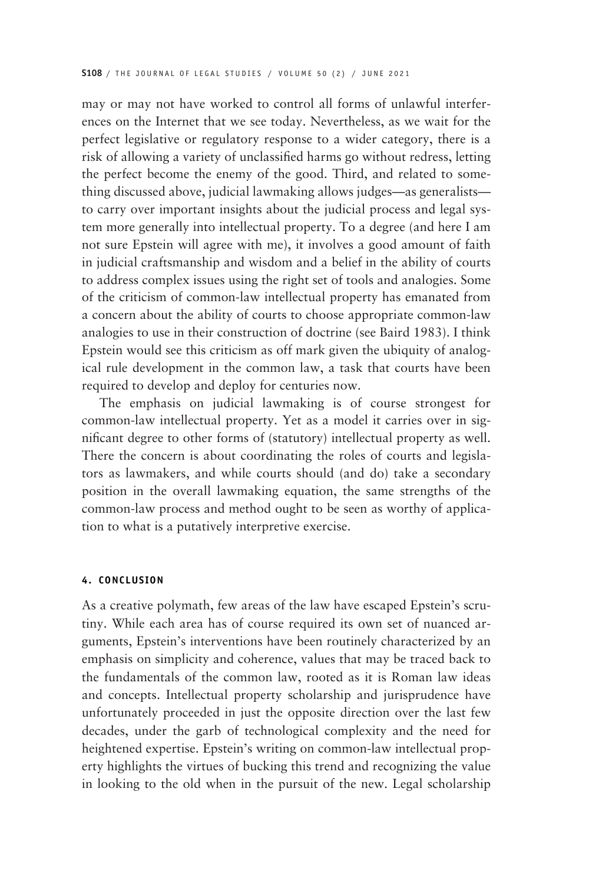may or may not have worked to control all forms of unlawful interferences on the Internet that we see today. Nevertheless, as we wait for the perfect legislative or regulatory response to a wider category, there is a risk of allowing a variety of unclassified harms go without redress, letting the perfect become the enemy of the good. Third, and related to something discussed above, judicial lawmaking allows judges—as generalists—to carry over important insights about the judicial process and legal system more generally into intellectual property. To a degree (and here I am not sure Epstein will agree with me), it involves a good amount of faith in judicial craftsmanship and wisdom and a belief in the ability of courts to address complex issues using the right set of tools and analogies. Some of the criticism of common-law intellectual property has emanated from a concern about the ability of courts to choose appropriate common-law analogies to use in their construction of doctrine (see Baird 1983). I think Epstein would see this criticism as off mark given the ubiquity of analogical rule development in the common law, a task that courts have been required to develop and deploy for centuries now.

The emphasis on judicial lawmaking is of course strongest for common-law intellectual property. Yet as a model it carries over in significant degree to other forms of (statutory) intellectual property as well. There the concern is about coordinating the roles of courts and legislators as lawmakers, and while courts should (and do) take a secondary position in the overall lawmaking equation, the same strengths of the common-law process and method ought to be seen as worthy of application to what is a putatively interpretive exercise.

## 4. CONCLUSION

As a creative polymath, few areas of the law have escaped Epstein's scrutiny. While each area has of course required its own set of nuanced arguments, Epstein's interventions have been routinely characterized by an emphasis on simplicity and coherence, values that may be traced back to the fundamentals of the common law, rooted as it is Roman law ideas and concepts. Intellectual property scholarship and jurisprudence have unfortunately proceeded in just the opposite direction over the last few decades, under the garb of technological complexity and the need for heightened expertise. Epstein's writing on common-law intellectual property highlights the virtues of bucking this trend and recognizing the value in looking to the old when in the pursuit of the new. Legal scholarship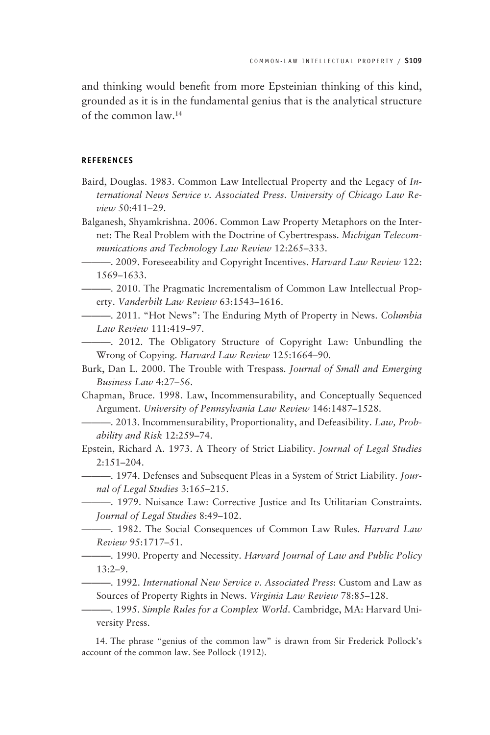and thinking would benefit from more Epsteinian thinking of this kind, grounded as it is in the fundamental genius that is the analytical structure of the common law.[14]

## REFERENCES

Baird, Douglas. 1983. Common Law Intellectual Property and the Legacy of *International News Service v. Associated Press*. *University of Chicago Law Review* 50:411–29.

Balganesh, Shyamkrishna. 2006. Common Law Property Metaphors on the Internet: The Real Problem with the Doctrine of Cybertrespass. *Michigan Telecommunications and Technology Law Review* 12:265–333.

———. 2009. Foreseeability and Copyright Incentives. *Harvard Law Review* 122: 1569–1633.

———. 2010. The Pragmatic Incrementalism of Common Law Intellectual Property. *Vanderbilt Law Review* 63:1543–1616.

———. 2011. "Hot News": The Enduring Myth of Property in News. *Columbia Law Review* 111:419–97.

———. 2012. The Obligatory Structure of Copyright Law: Unbundling the Wrong of Copying. *Harvard Law Review* 125:1664–90.

Burk, Dan L. 2000. The Trouble with Trespass. *Journal of Small and Emerging Business Law* 4:27–56.

Chapman, Bruce. 1998. Law, Incommensurability, and Conceptually Sequenced Argument. *University of Pennsylvania Law Review* 146:1487–1528.

———. 2013. Incommensurability, Proportionality, and Defeasibility. *Law, Probability and Risk* 12:259–74.

Epstein, Richard A. 1973. A Theory of Strict Liability. *Journal of Legal Studies* 2:151–204.

———. 1974. Defenses and Subsequent Pleas in a System of Strict Liability. *Journal of Legal Studies* 3:165–215.

———. 1979. Nuisance Law: Corrective Justice and Its Utilitarian Constraints. *Journal of Legal Studies* 8:49–102.

———. 1982. The Social Consequences of Common Law Rules. *Harvard Law Review* 95:1717–51.

———. 1990. Property and Necessity. *Harvard Journal of Law and Public Policy* 13:2–9.

———. 1992. *International New Service v. Associated Press*: Custom and Law as Sources of Property Rights in News. *Virginia Law Review* 78:85–128.

———. 1995. *Simple Rules for a Complex World*. Cambridge, MA: Harvard University Press.

14. The phrase "genius of the common law" is drawn from Sir Frederick Pollock's account of the common law. See Pollock (1912).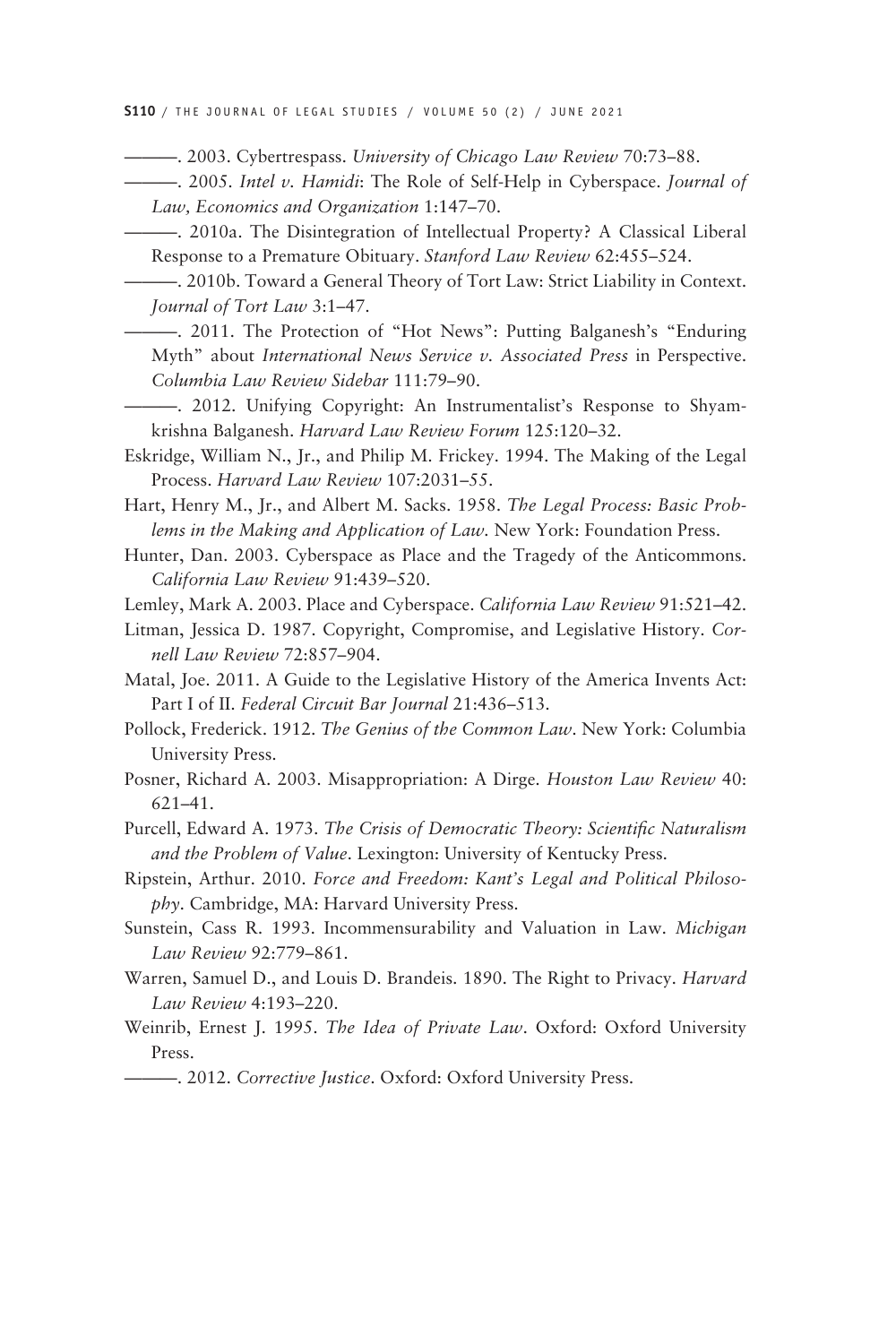———. 2003. Cybertrespass. *University of Chicago Law Review* 70:73–88.

———. 2005. *Intel v. Hamidi*: The Role of Self-Help in Cyberspace. *Journal of Law, Economics and Organization* 1:147–70.

———. 2010a. The Disintegration of Intellectual Property? A Classical Liberal Response to a Premature Obituary. *Stanford Law Review* 62:455–524.

———. 2010b. Toward a General Theory of Tort Law: Strict Liability in Context. *Journal of Tort Law* 3:1–47.

———. 2011. The Protection of "Hot News": Putting Balganesh's "Enduring Myth" about *International News Service v. Associated Press* in Perspective. *Columbia Law Review Sidebar* 111:79–90.

———. 2012. Unifying Copyright: An Instrumentalist's Response to Shyamkrishna Balganesh. *Harvard Law Review Forum* 125:120–32.

Eskridge, William N., Jr., and Philip M. Frickey. 1994. The Making of the Legal Process. *Harvard Law Review* 107:2031–55.

Hart, Henry M., Jr., and Albert M. Sacks. 1958. *The Legal Process: Basic Problems in the Making and Application of Law*. New York: Foundation Press.

Hunter, Dan. 2003. Cyberspace as Place and the Tragedy of the Anticommons. *California Law Review* 91:439–520.

Lemley, Mark A. 2003. Place and Cyberspace. *California Law Review* 91:521–42.

Litman, Jessica D. 1987. Copyright, Compromise, and Legislative History. *Cornell Law Review* 72:857–904.

Matal, Joe. 2011. A Guide to the Legislative History of the America Invents Act: Part I of II. *Federal Circuit Bar Journal* 21:436–513.

Pollock, Frederick. 1912. *The Genius of the Common Law*. New York: Columbia University Press.

Posner, Richard A. 2003. Misappropriation: A Dirge. *Houston Law Review* 40: 621–41.

Purcell, Edward A. 1973. *The Crisis of Democratic Theory: Scientific Naturalism and the Problem of Value*. Lexington: University of Kentucky Press.

Ripstein, Arthur. 2010. *Force and Freedom: Kant's Legal and Political Philosophy*. Cambridge, MA: Harvard University Press.

Sunstein, Cass R. 1993. Incommensurability and Valuation in Law. *Michigan Law Review* 92:779–861.

Warren, Samuel D., and Louis D. Brandeis. 1890. The Right to Privacy. *Harvard Law Review* 4:193–220.

Weinrib, Ernest J. 1995. *The Idea of Private Law*. Oxford: Oxford University Press.

———. 2012. *Corrective Justice*. Oxford: Oxford University Press.